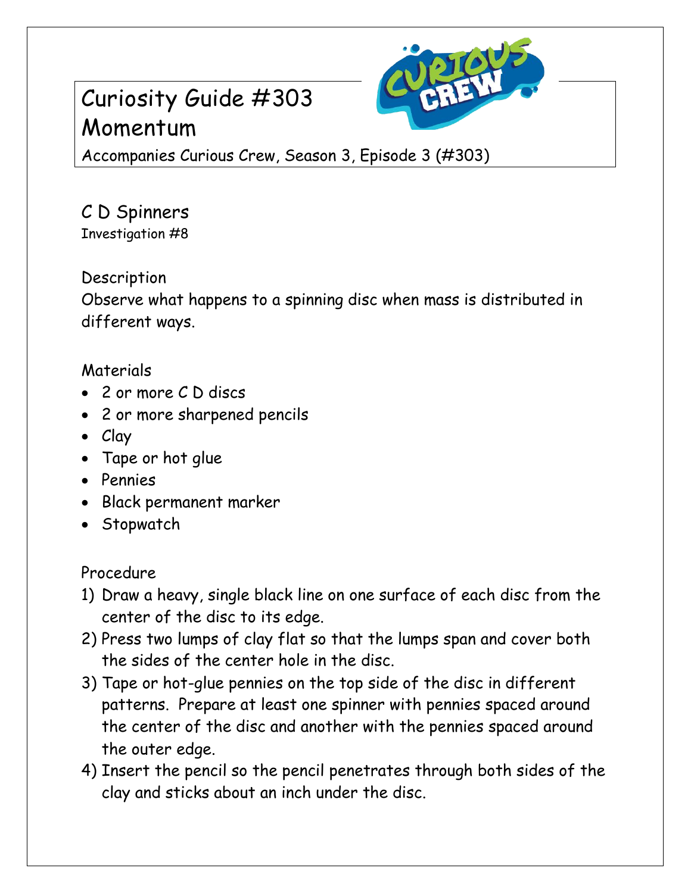# Curiosity Guide #303
# Momentum

Accompanies Curious Crew, Season 3, Episode 3 (#303)

## C D Spinners

Investigation #8

### Description

Observe what happens to a spinning disc when mass is distributed in different ways.

### Materials

- 2 or more C D discs
- 2 or more sharpened pencils
- Clay
- Tape or hot glue
- Pennies
- Black permanent marker
- Stopwatch

### Procedure

1) Draw a heavy, single black line on one surface of each disc from the center of the disc to its edge.
2) Press two lumps of clay flat so that the lumps span and cover both the sides of the center hole in the disc.
3) Tape or hot-glue pennies on the top side of the disc in different patterns. Prepare at least one spinner with pennies spaced around the center of the disc and another with the pennies spaced around the outer edge.
4) Insert the pencil so the pencil penetrates through both sides of the clay and sticks about an inch under the disc.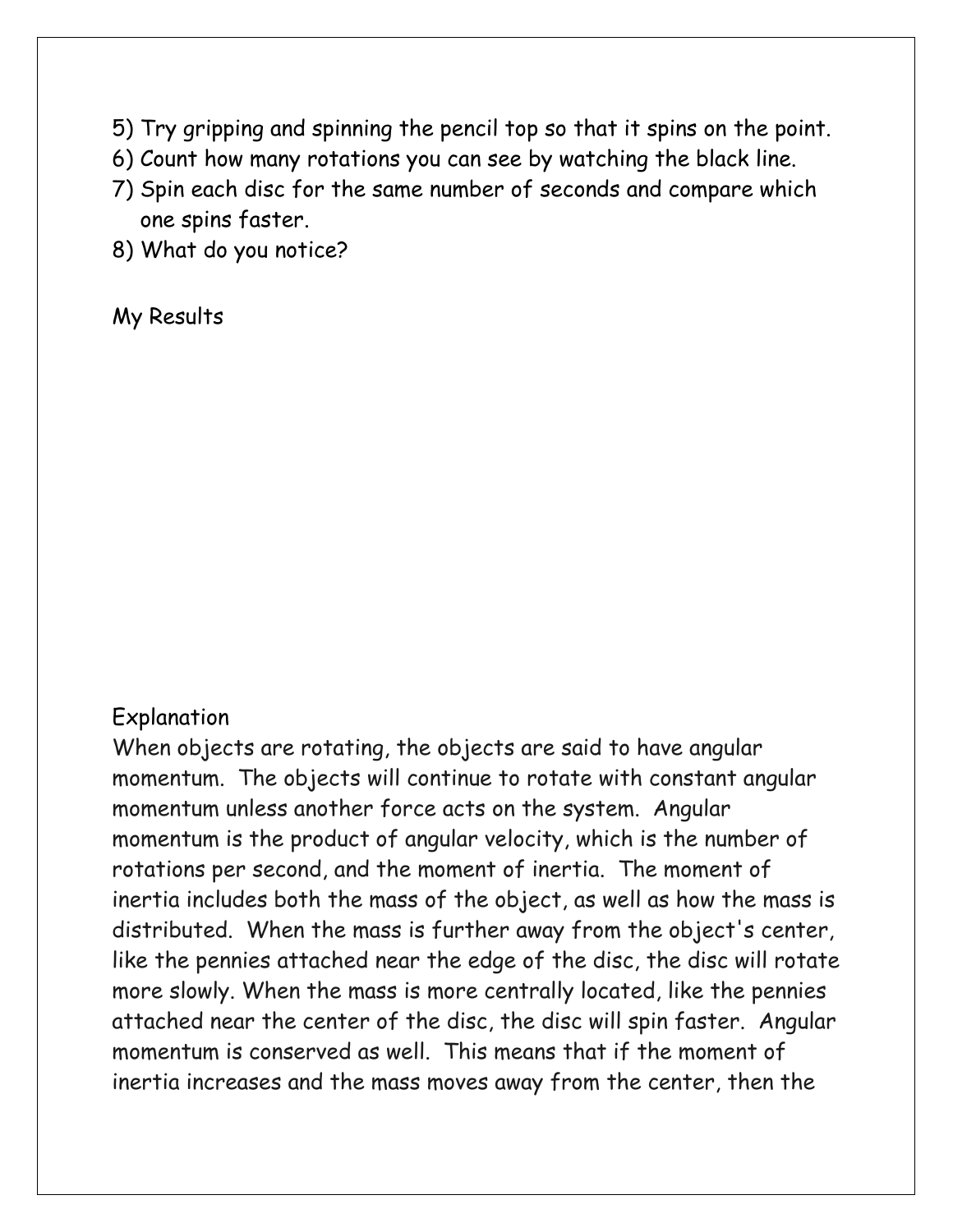5) Try gripping and spinning the pencil top so that it spins on the point.
6) Count how many rotations you can see by watching the black line.
7) Spin each disc for the same number of seconds and compare which one spins faster.
8) What do you notice?

My Results

Explanation

When objects are rotating, the objects are said to have angular momentum. The objects will continue to rotate with constant angular momentum unless another force acts on the system. Angular momentum is the product of angular velocity, which is the number of rotations per second, and the moment of inertia. The moment of inertia includes both the mass of the object, as well as how the mass is distributed. When the mass is further away from the object's center, like the pennies attached near the edge of the disc, the disc will rotate more slowly. When the mass is more centrally located, like the pennies attached near the center of the disc, the disc will spin faster. Angular momentum is conserved as well. This means that if the moment of inertia increases and the mass moves away from the center, then the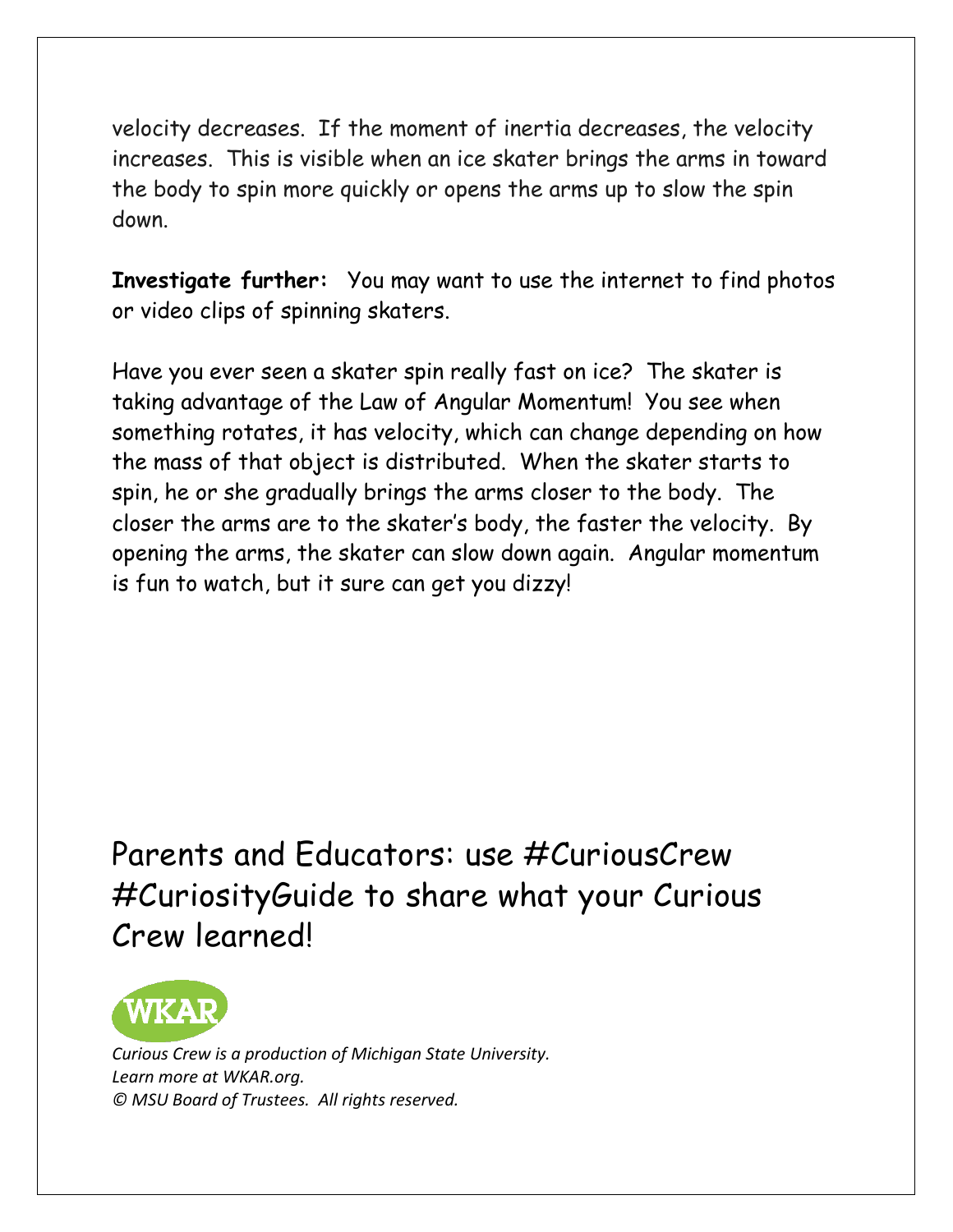velocity decreases. If the moment of inertia decreases, the velocity increases. This is visible when an ice skater brings the arms in toward the body to spin more quickly or opens the arms up to slow the spin down.

**Investigate further:** You may want to use the internet to find photos or video clips of spinning skaters.

Have you ever seen a skater spin really fast on ice? The skater is taking advantage of the Law of Angular Momentum! You see when something rotates, it has velocity, which can change depending on how the mass of that object is distributed. When the skater starts to spin, he or she gradually brings the arms closer to the body. The closer the arms are to the skater's body, the faster the velocity. By opening the arms, the skater can slow down again. Angular momentum is fun to watch, but it sure can get you dizzy!

## Parents and Educators: use #CuriousCrew #CuriosityGuide to share what your Curious Crew learned!

WKAR

*Curious Crew is a production of Michigan State University.*
*Learn more at WKAR.org.*
*© MSU Board of Trustees. All rights reserved.*